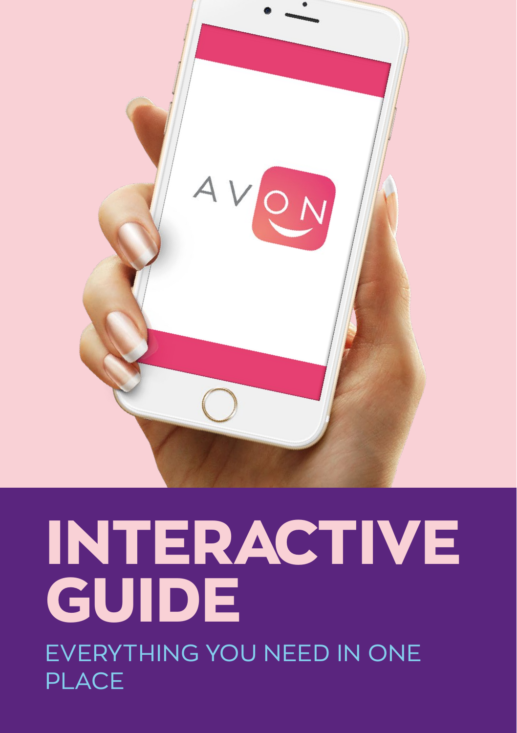# INTERACTIVE GUIDE

EVERYTHING YOU NEED IN ONE PLACE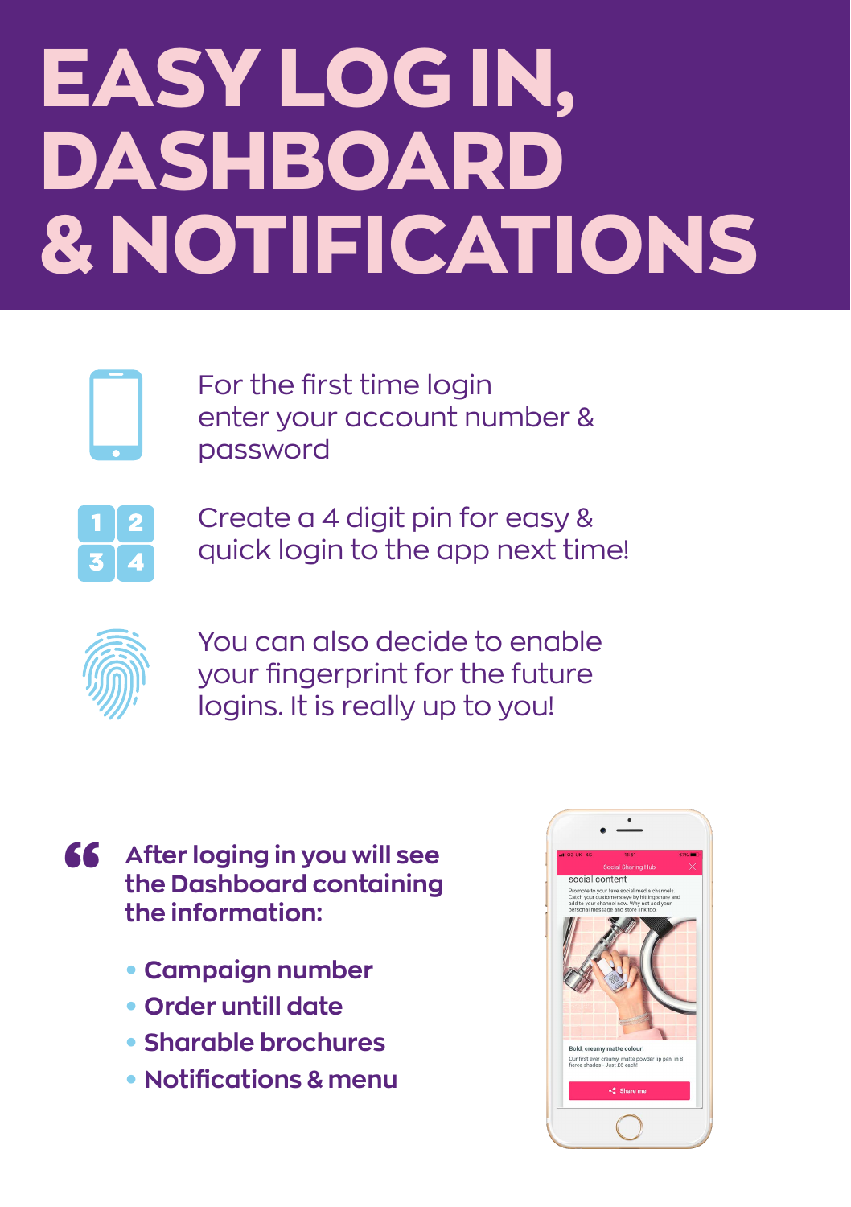# EASY LOG IN, DASHBOARD & NOTIFICATIONS

For the first time login enter your account number & password

Create a 4 digit pin for easy & quick login to the app next time!

You can also decide to enable your fingerprint for the future logins. It is really up to you!

**After loging in you will see the Dashboard containing the information:**

- **Campaign number**
- **Order untill date**
- **Sharable brochures**
- **Notifications & menu**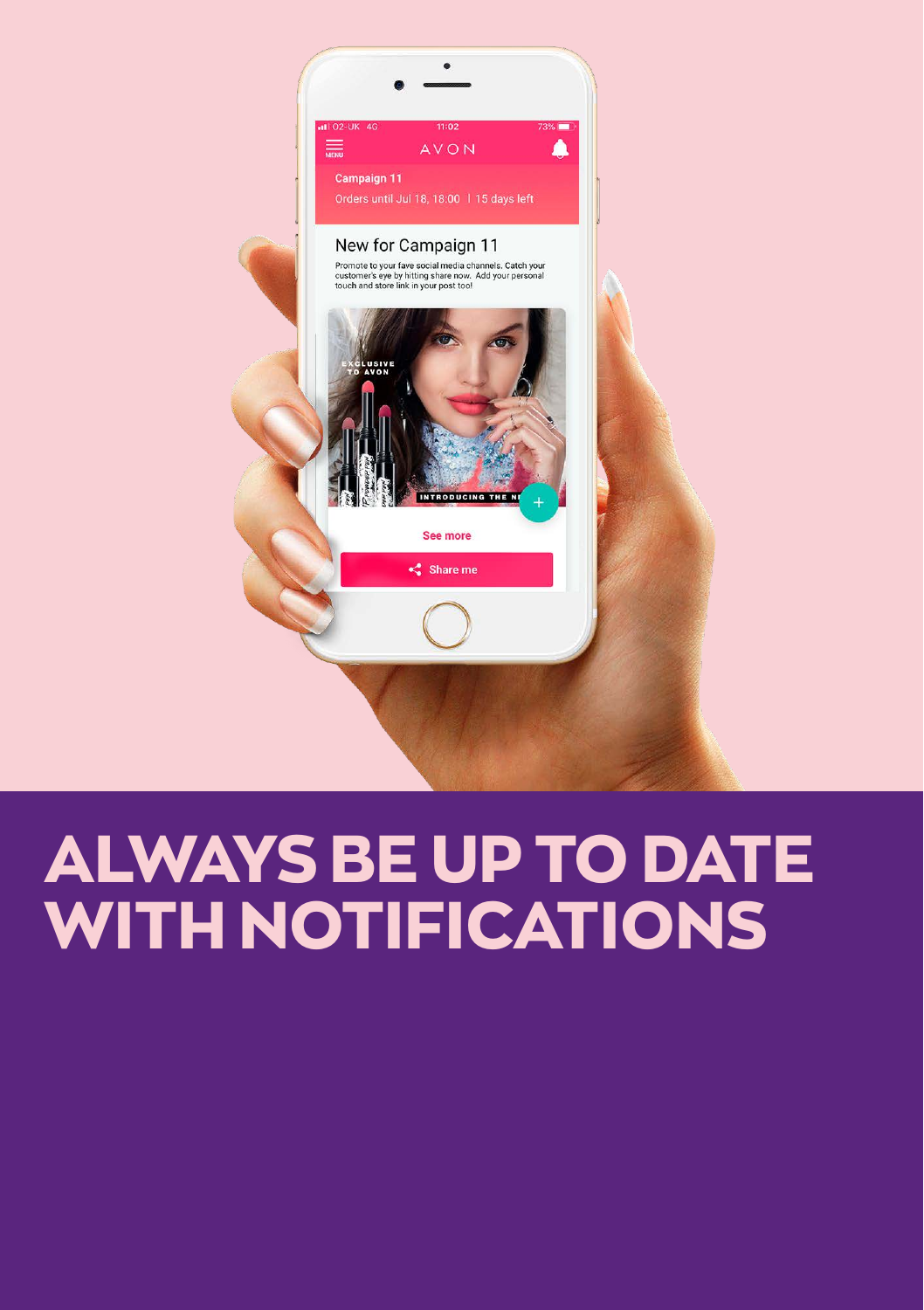# ALWAYS BE UP TO DATE WITH NOTIFICATIONS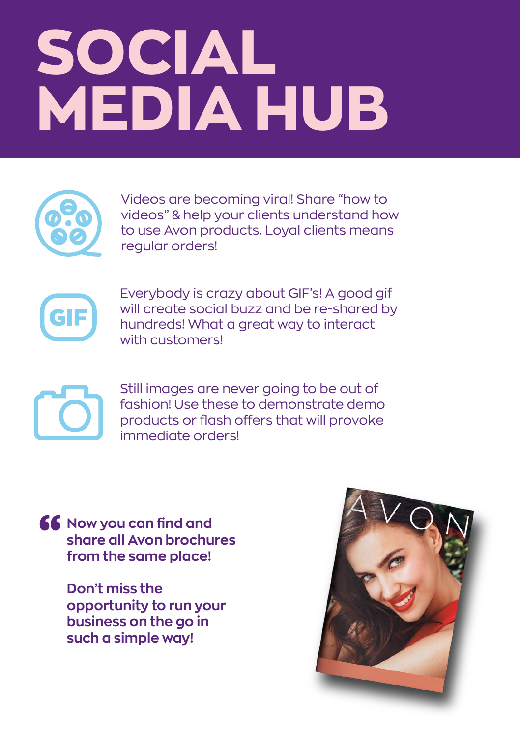# SOCIAL MEDIA HUB

Videos are becoming viral! Share "how to videos" & help your clients understand how to use Avon products. Loyal clients means regular orders!

Everybody is crazy about GIF's! A good gif will create social buzz and be re-shared by hundreds! What a great way to interact with customers!

Still images are never going to be out of fashion! Use these to demonstrate demo products or flash offers that will provoke immediate orders!

> **Now you can find and share all Avon brochures from the same place!**
>
> **Don't miss the opportunity to run your business on the go in such a simple way!**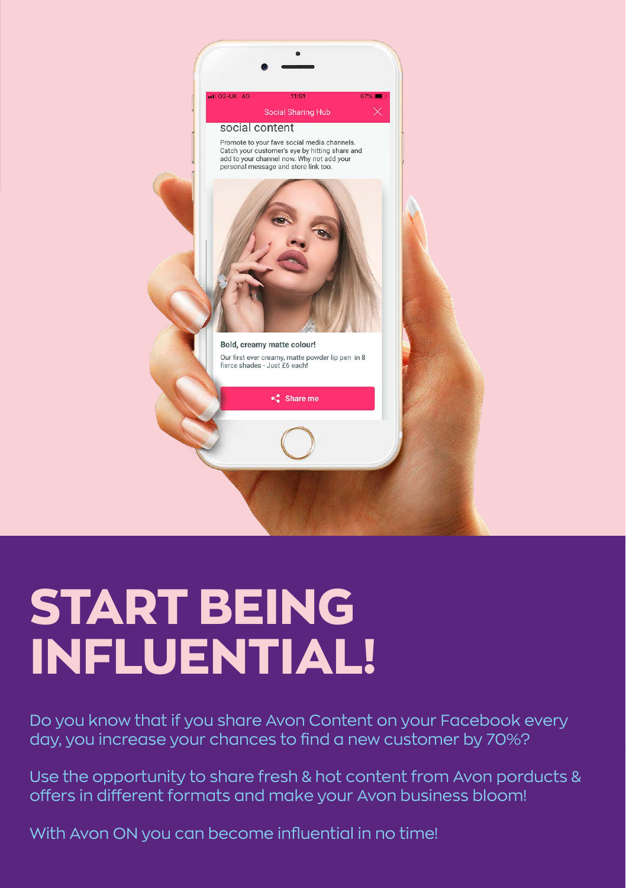# START BEING INFLUENTIAL!

Do you know that if you share Avon Content on your Facebook every day, you increase your chances to find a new customer by 70%?

Use the opportunity to share fresh & hot content from Avon porducts & offers in different formats and make your Avon business bloom!

With Avon ON you can become influential in no time!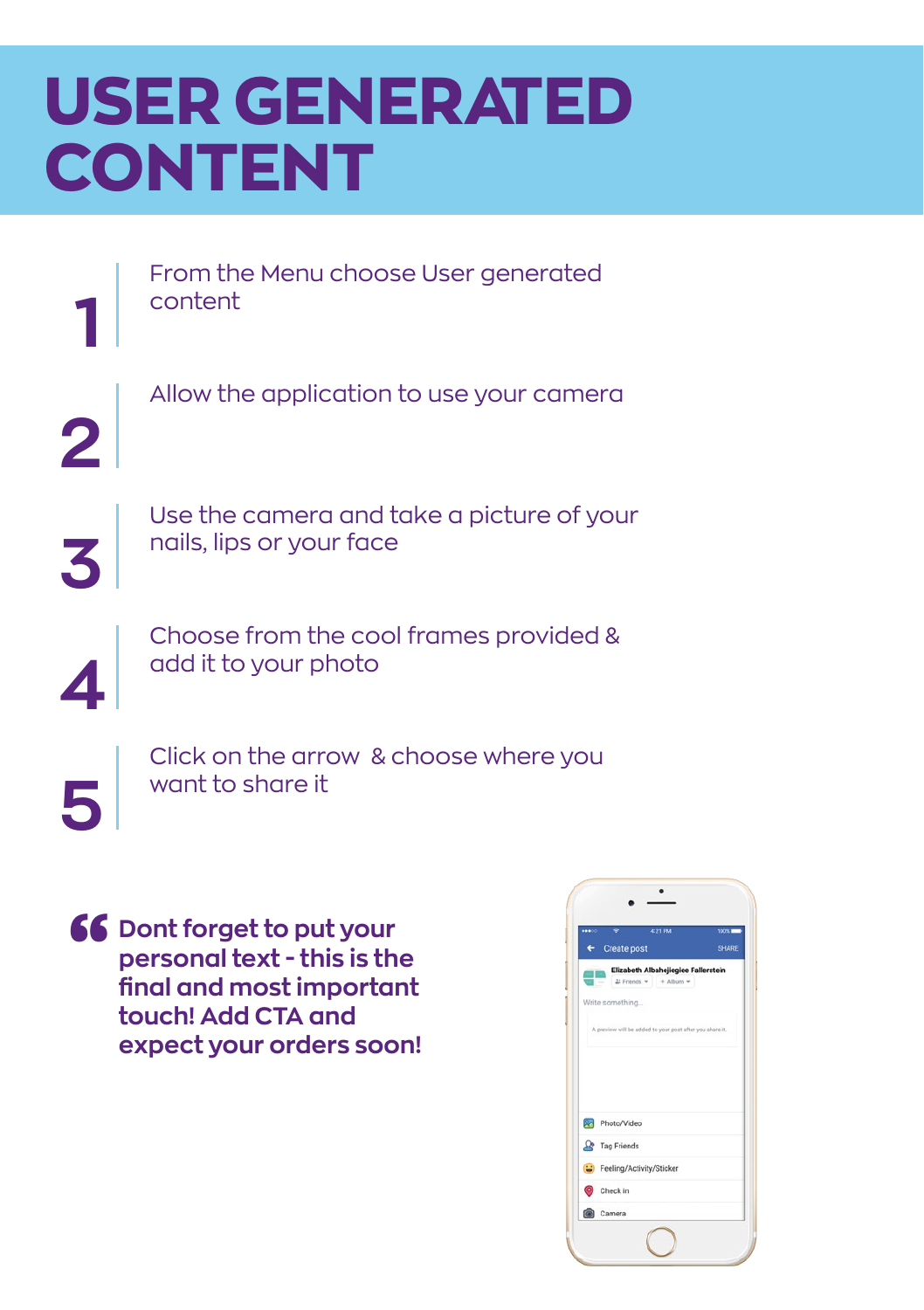# USER GENERATED CONTENT

1. From the Menu choose User generated content

2. Allow the application to use your camera

3. Use the camera and take a picture of your nails, lips or your face

4. Choose from the cool frames provided & add it to your photo

5. Click on the arrow & choose where you want to share it

> **Dont forget to put your personal text - this is the final and most important touch! Add CTA and expect your orders soon!**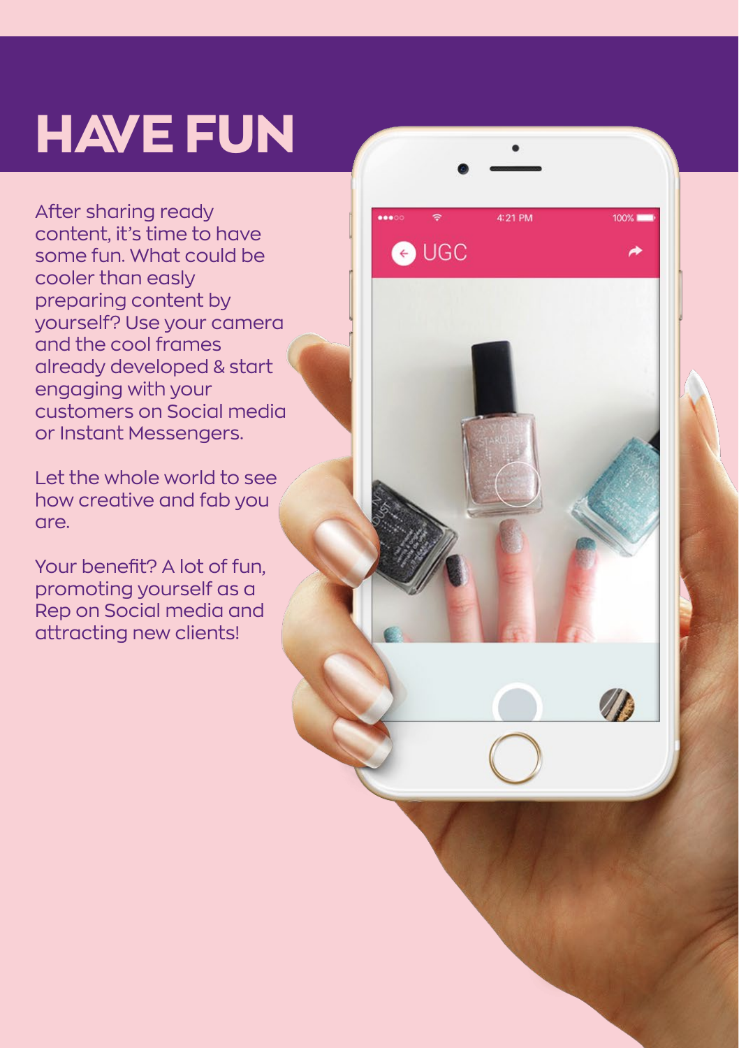# HAVE FUN

After sharing ready content, it's time to have some fun. What could be cooler than easly preparing content by yourself? Use your camera and the cool frames already developed & start engaging with your customers on Social media or Instant Messengers.

Let the whole world to see how creative and fab you are.

Your benefit? A lot of fun, promoting yourself as a Rep on Social media and attracting new clients!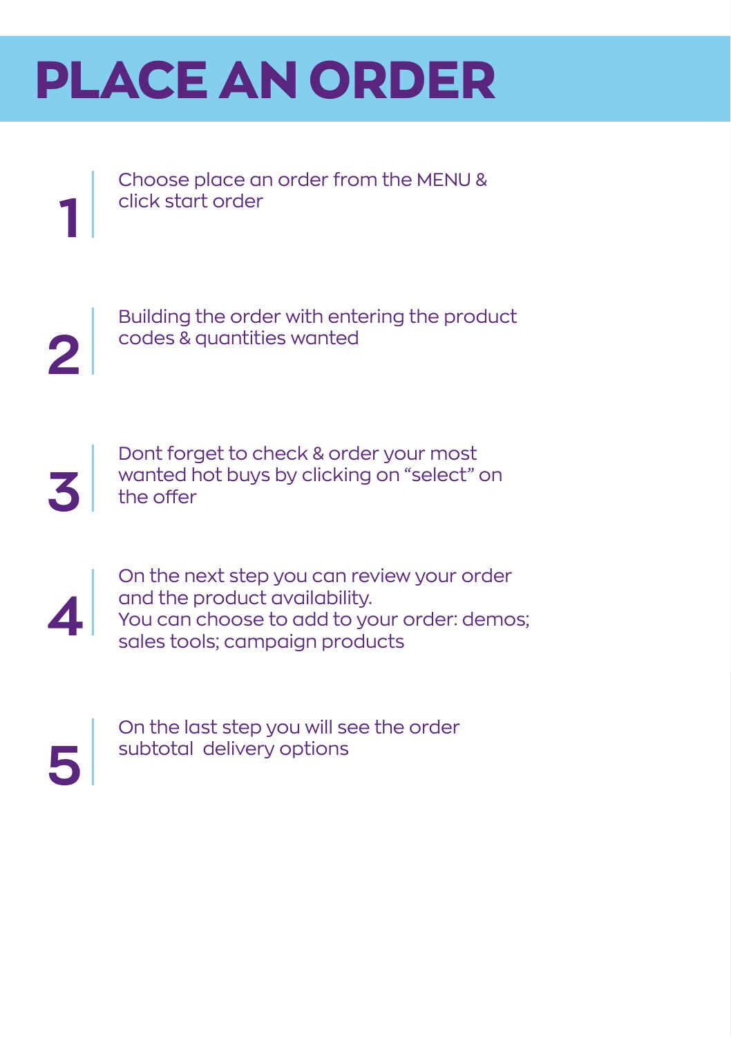# PLACE AN ORDER

1. Choose place an order from the MENU & click start order

2. Building the order with entering the product codes & quantities wanted

3. Dont forget to check & order your most wanted hot buys by clicking on “select” on the offer

4. On the next step you can review your order and the product availability.
   You can choose to add to your order: demos; sales tools; campaign products

5. On the last step you will see the order subtotal  delivery options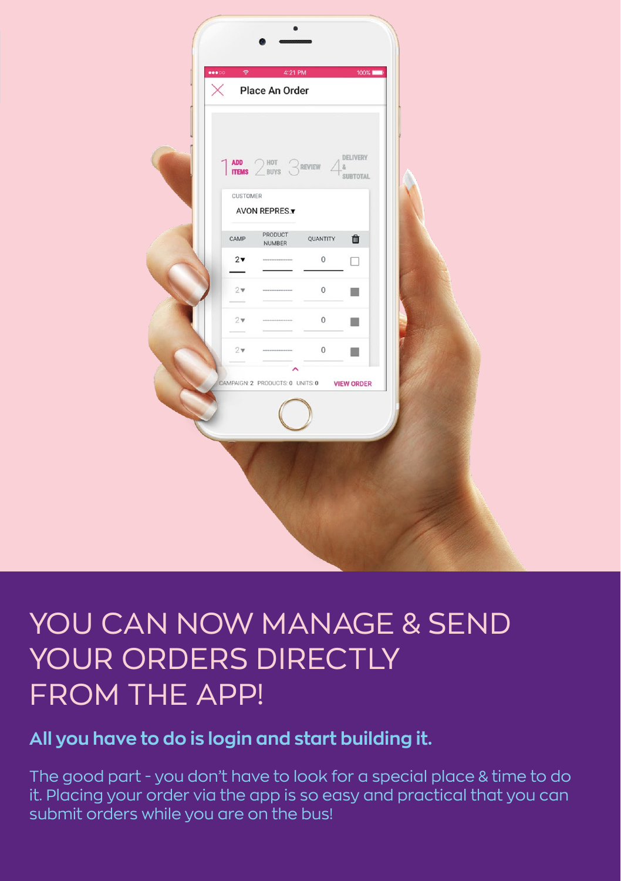# YOU CAN NOW MANAGE & SEND YOUR ORDERS DIRECTLY FROM THE APP!

**All you have to do is login and start building it.**

The good part - you don't have to look for a special place & time to do it. Placing your order via the app is so easy and practical that you can submit orders while you are on the bus!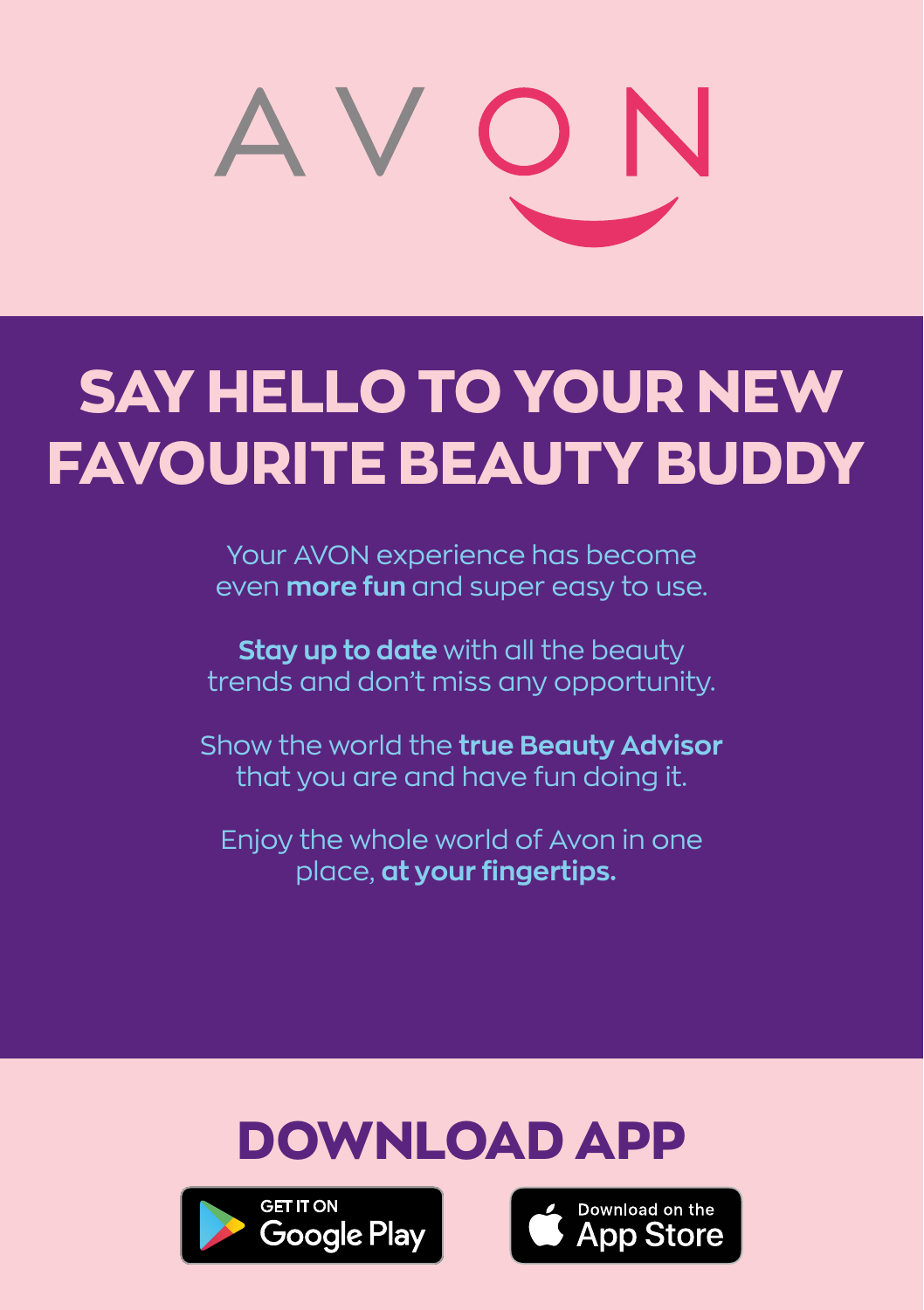AVON

# SAY HELLO TO YOUR NEW FAVOURITE BEAUTY BUDDY

Your AVON experience has become even **more fun** and super easy to use.

**Stay up to date** with all the beauty trends and don't miss any opportunity.

Show the world the **true Beauty Advisor** that you are and have fun doing it.

Enjoy the whole world of Avon in one place, **at your fingertips.**

## DOWNLOAD APP

GET IT ON Google Play

Download on the App Store